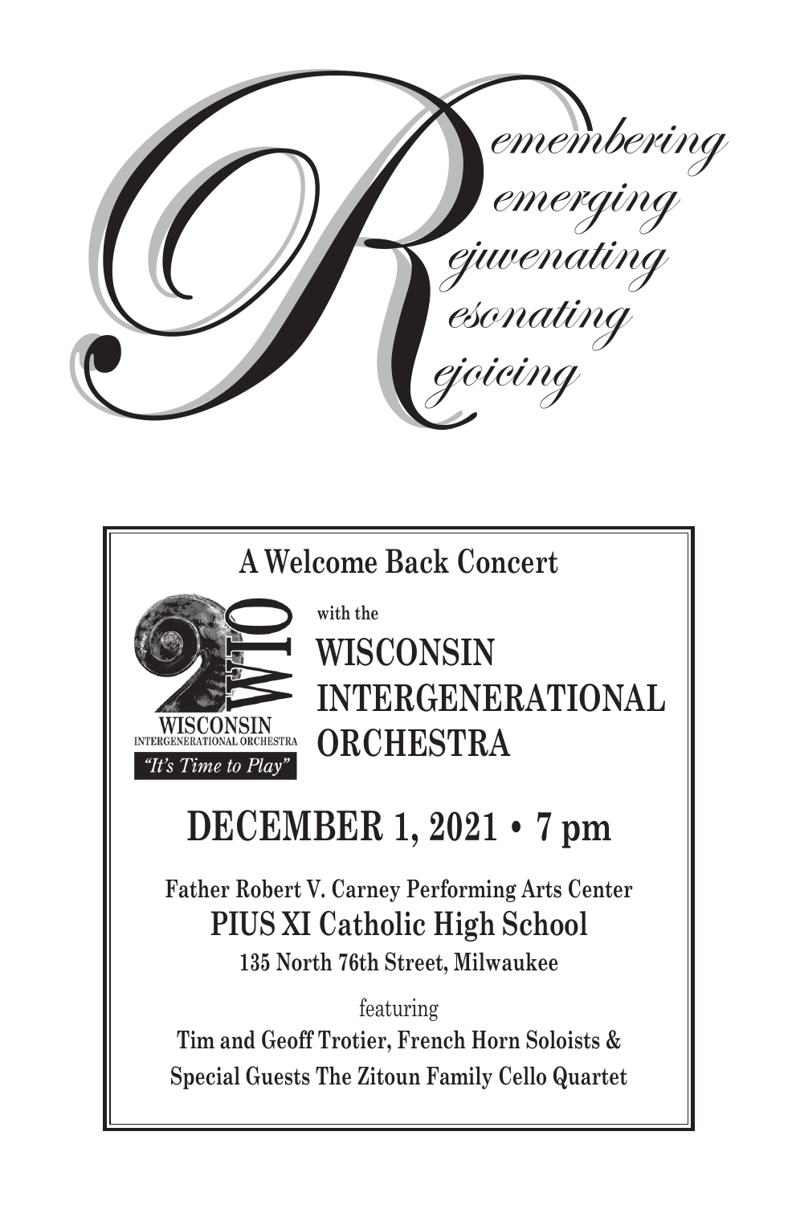# Remembering
# Remerging
# Rejuvenating
# Resonating
# Rejoicing

## A Welcome Back Concert

with the

## WISCONSIN INTERGENERATIONAL ORCHESTRA

WIO
WISCONSIN INTERGENERATIONAL ORCHESTRA
*"It's Time to Play"*

# DECEMBER 1, 2021 • 7 pm

**Father Robert V. Carney Performing Arts Center**

**PIUS XI Catholic High School**

**135 North 76th Street, Milwaukee**

featuring

**Tim and Geoff Trotier, French Horn Soloists &**

**Special Guests The Zitoun Family Cello Quartet**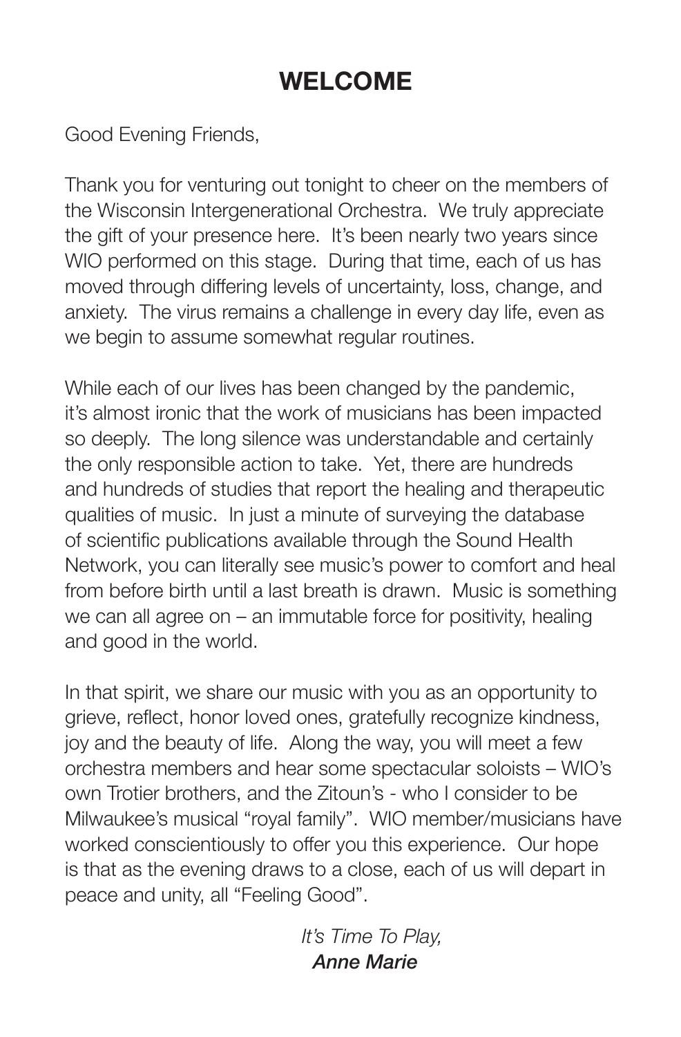# WELCOME

Good Evening Friends,

Thank you for venturing out tonight to cheer on the members of the Wisconsin Intergenerational Orchestra. We truly appreciate the gift of your presence here. It's been nearly two years since WIO performed on this stage. During that time, each of us has moved through differing levels of uncertainty, loss, change, and anxiety. The virus remains a challenge in every day life, even as we begin to assume somewhat regular routines.

While each of our lives has been changed by the pandemic, it's almost ironic that the work of musicians has been impacted so deeply. The long silence was understandable and certainly the only responsible action to take. Yet, there are hundreds and hundreds of studies that report the healing and therapeutic qualities of music. In just a minute of surveying the database of scientific publications available through the Sound Health Network, you can literally see music's power to comfort and heal from before birth until a last breath is drawn. Music is something we can all agree on – an immutable force for positivity, healing and good in the world.

In that spirit, we share our music with you as an opportunity to grieve, reflect, honor loved ones, gratefully recognize kindness, joy and the beauty of life. Along the way, you will meet a few orchestra members and hear some spectacular soloists – WIO's own Trotier brothers, and the Zitoun's - who I consider to be Milwaukee's musical "royal family". WIO member/musicians have worked conscientiously to offer you this experience. Our hope is that as the evening draws to a close, each of us will depart in peace and unity, all "Feeling Good".

*It's Time To Play,*
***Anne Marie***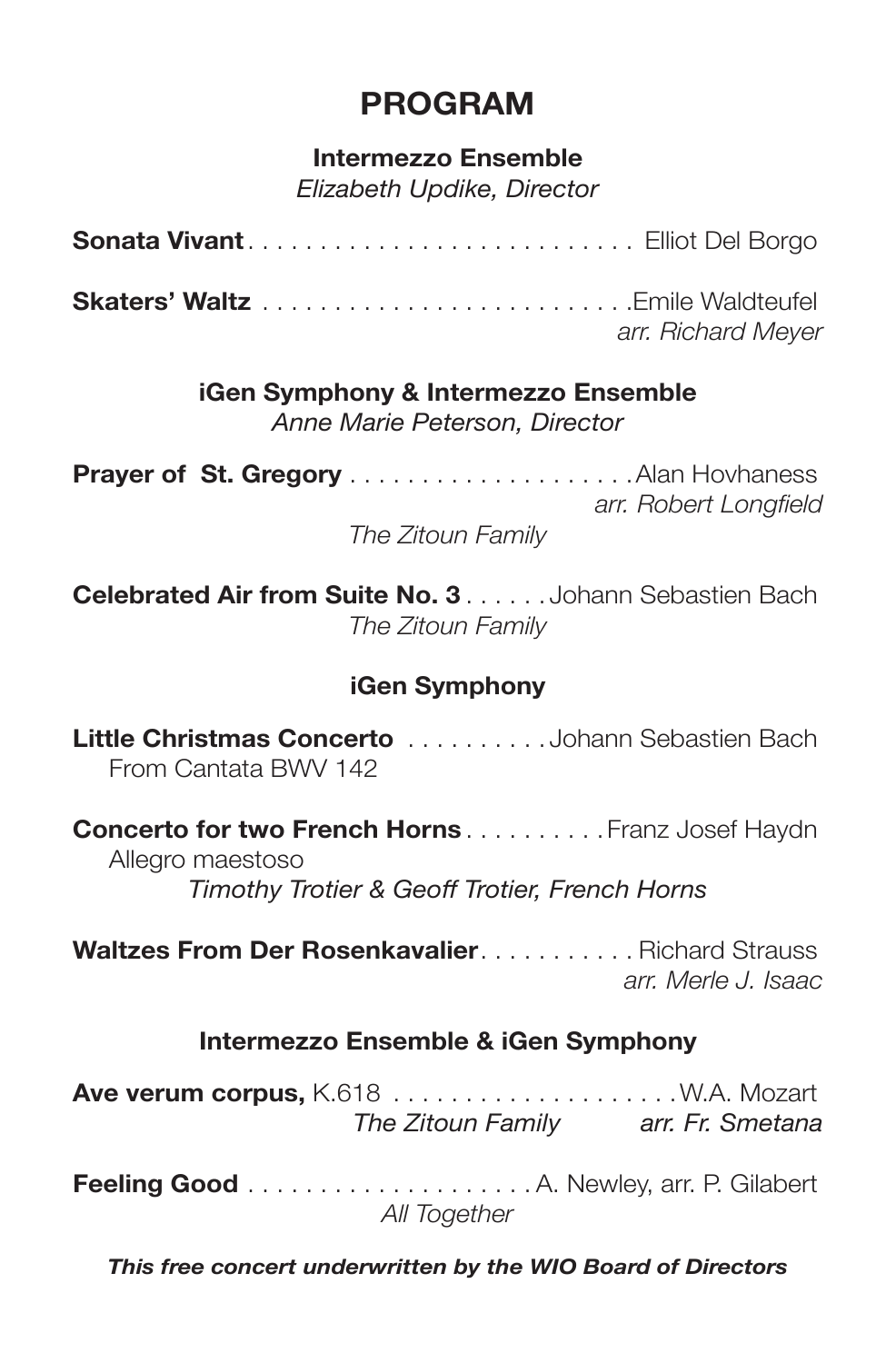# PROGRAM

### Intermezzo Ensemble

*Elizabeth Updike, Director*

**Sonata Vivant** . . . . . . . . . . . . . . . . . . . . . . . . . . . Elliot Del Borgo

**Skaters' Waltz** . . . . . . . . . . . . . . . . . . . . . . . . . .Emile Waldteufel
*arr. Richard Meyer*

### iGen Symphony & Intermezzo Ensemble

*Anne Marie Peterson, Director*

**Prayer of St. Gregory** . . . . . . . . . . . . . . . . . . . .Alan Hovhaness
*arr. Robert Longfield*
*The Zitoun Family*

**Celebrated Air from Suite No. 3** . . . . . .Johann Sebastien Bach
*The Zitoun Family*

### iGen Symphony

**Little Christmas Concerto** . . . . . . . . . .Johann Sebastien Bach
From Cantata BWV 142

**Concerto for two French Horns** . . . . . . . . . .Franz Josef Haydn
Allegro maestoso
*Timothy Trotier & Geoff Trotier, French Horns*

**Waltzes From Der Rosenkavalier**. . . . . . . . . . . Richard Strauss
*arr. Merle J. Isaac*

### Intermezzo Ensemble & iGen Symphony

**Ave verum corpus,** K.618 . . . . . . . . . . . . . . . . . . . .W.A. Mozart
*The Zitoun Family* *arr. Fr. Smetana*

**Feeling Good** . . . . . . . . . . . . . . . . . . . .A. Newley, arr. P. Gilabert
*All Together*

***This free concert underwritten by the WIO Board of Directors***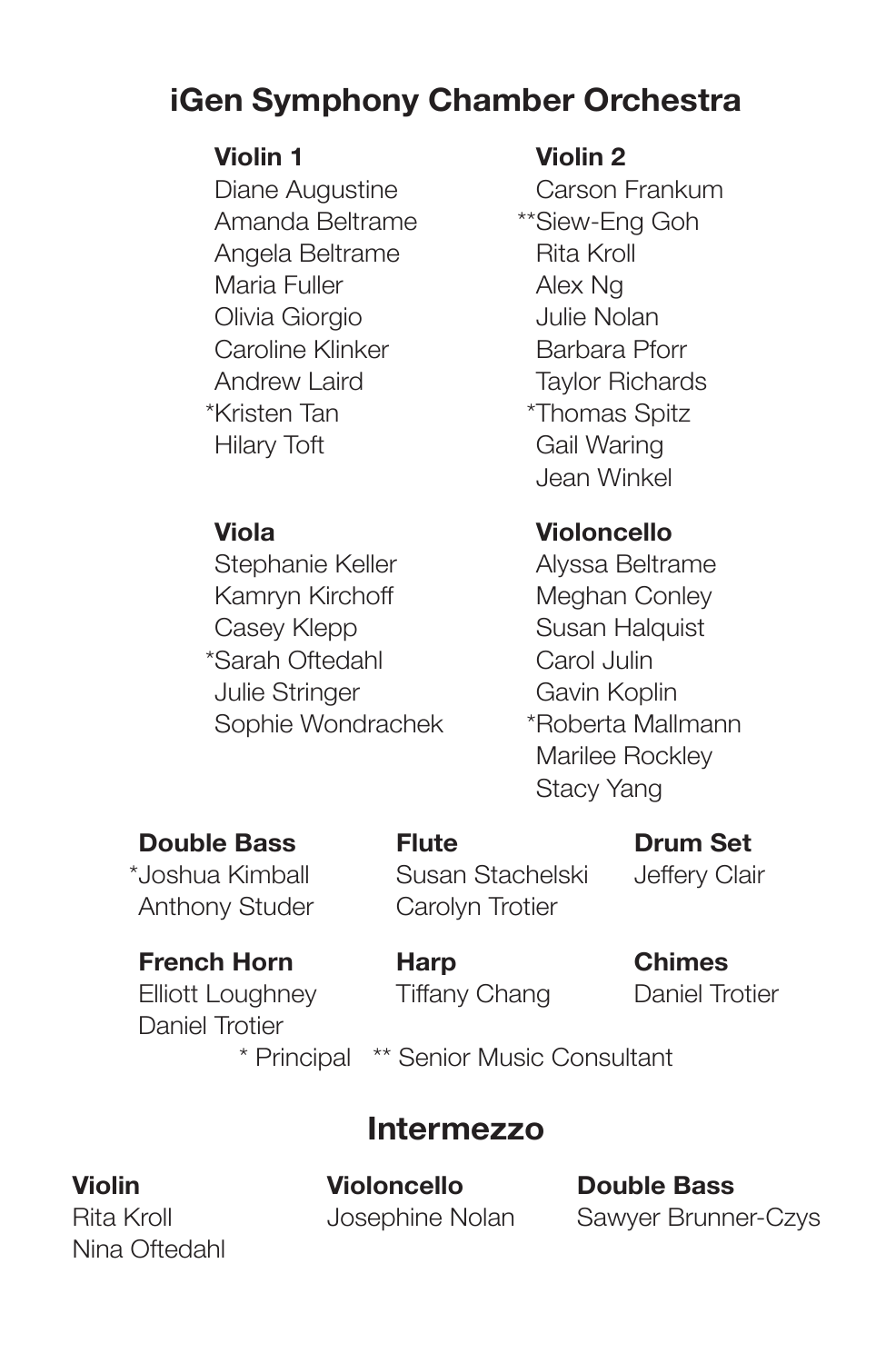## iGen Symphony Chamber Orchestra

**Violin 1**
Diane Augustine
Amanda Beltrame
Angela Beltrame
Maria Fuller
Olivia Giorgio
Caroline Klinker
Andrew Laird
*Kristen Tan
Hilary Toft

**Violin 2**
Carson Frankum
**Siew-Eng Goh
Rita Kroll
Alex Ng
Julie Nolan
Barbara Pforr
Taylor Richards
*Thomas Spitz
Gail Waring
Jean Winkel

**Viola**
Stephanie Keller
Kamryn Kirchoff
Casey Klepp
*Sarah Oftedahl
Julie Stringer
Sophie Wondrachek

**Violoncello**
Alyssa Beltrame
Meghan Conley
Susan Halquist
Carol Julin
Gavin Koplin
*Roberta Mallmann
Marilee Rockley
Stacy Yang

**Double Bass**
*Joshua Kimball
Anthony Studer

**Flute**
Susan Stachelski
Carolyn Trotier

**Drum Set**
Jeffery Clair

**French Horn**
Elliott Loughney
Daniel Trotier

**Harp**
Tiffany Chang

**Chimes**
Daniel Trotier

\* Principal ** Senior Music Consultant

## Intermezzo

**Violin**
Rita Kroll
Nina Oftedahl

**Violoncello**
Josephine Nolan

**Double Bass**
Sawyer Brunner-Czys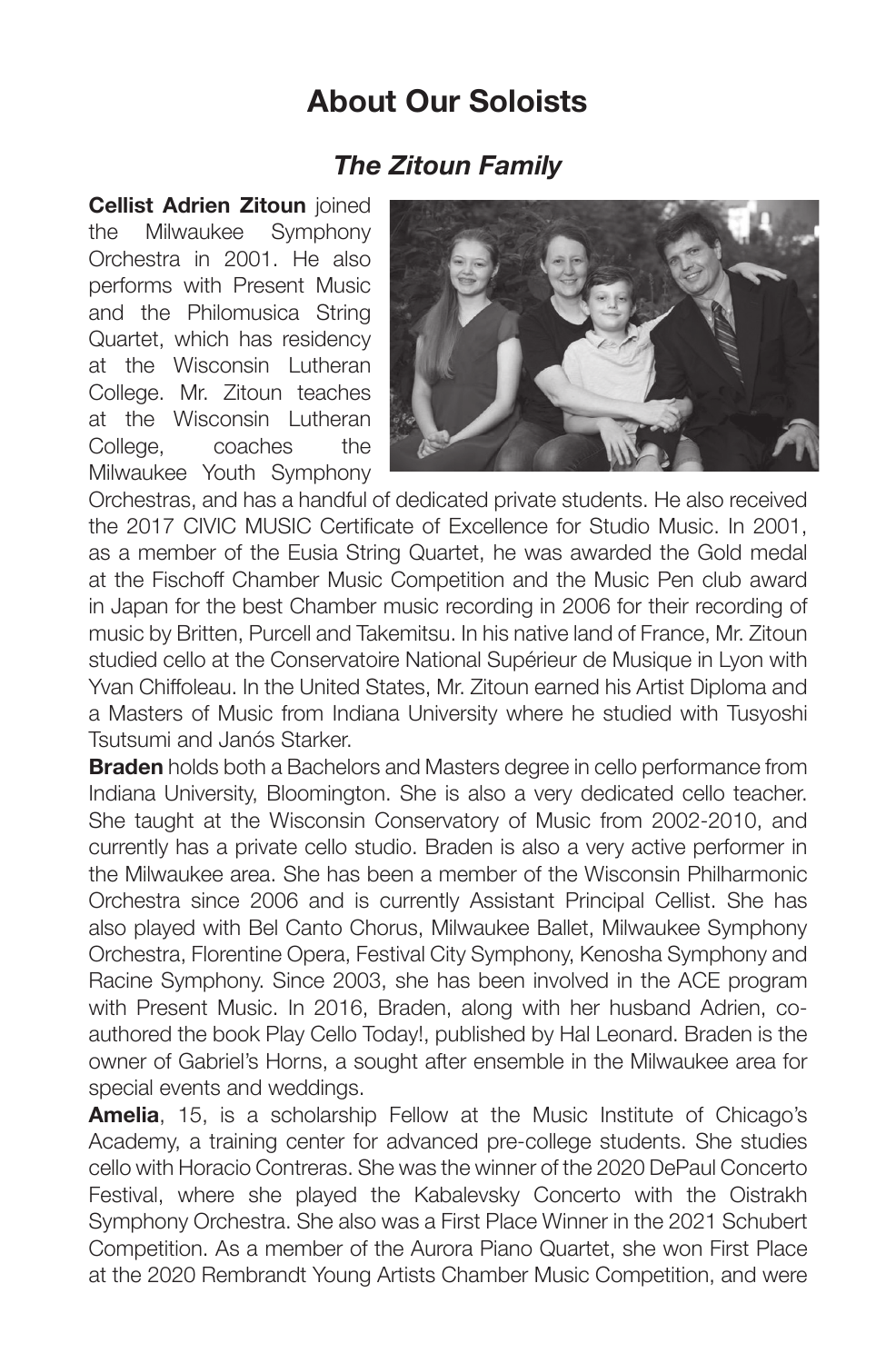# About Our Soloists

## *The Zitoun Family*

**Cellist Adrien Zitoun** joined the Milwaukee Symphony Orchestra in 2001. He also performs with Present Music and the Philomusica String Quartet, which has residency at the Wisconsin Lutheran College. Mr. Zitoun teaches at the Wisconsin Lutheran College, coaches the Milwaukee Youth Symphony Orchestras, and has a handful of dedicated private students. He also received the 2017 CIVIC MUSIC Certificate of Excellence for Studio Music. In 2001, as a member of the Eusia String Quartet, he was awarded the Gold medal at the Fischoff Chamber Music Competition and the Music Pen club award in Japan for the best Chamber music recording in 2006 for their recording of music by Britten, Purcell and Takemitsu. In his native land of France, Mr. Zitoun studied cello at the Conservatoire National Supérieur de Musique in Lyon with Yvan Chiffoleau. In the United States, Mr. Zitoun earned his Artist Diploma and a Masters of Music from Indiana University where he studied with Tusyoshi Tsutsumi and Janós Starker.

**Braden** holds both a Bachelors and Masters degree in cello performance from Indiana University, Bloomington. She is also a very dedicated cello teacher. She taught at the Wisconsin Conservatory of Music from 2002-2010, and currently has a private cello studio. Braden is also a very active performer in the Milwaukee area. She has been a member of the Wisconsin Philharmonic Orchestra since 2006 and is currently Assistant Principal Cellist. She has also played with Bel Canto Chorus, Milwaukee Ballet, Milwaukee Symphony Orchestra, Florentine Opera, Festival City Symphony, Kenosha Symphony and Racine Symphony. Since 2003, she has been involved in the ACE program with Present Music. In 2016, Braden, along with her husband Adrien, co-authored the book Play Cello Today!, published by Hal Leonard. Braden is the owner of Gabriel's Horns, a sought after ensemble in the Milwaukee area for special events and weddings.

**Amelia**, 15, is a scholarship Fellow at the Music Institute of Chicago's Academy, a training center for advanced pre-college students. She studies cello with Horacio Contreras. She was the winner of the 2020 DePaul Concerto Festival, where she played the Kabalevsky Concerto with the Oistrakh Symphony Orchestra. She also was a First Place Winner in the 2021 Schubert Competition. As a member of the Aurora Piano Quartet, she won First Place at the 2020 Rembrandt Young Artists Chamber Music Competition, and were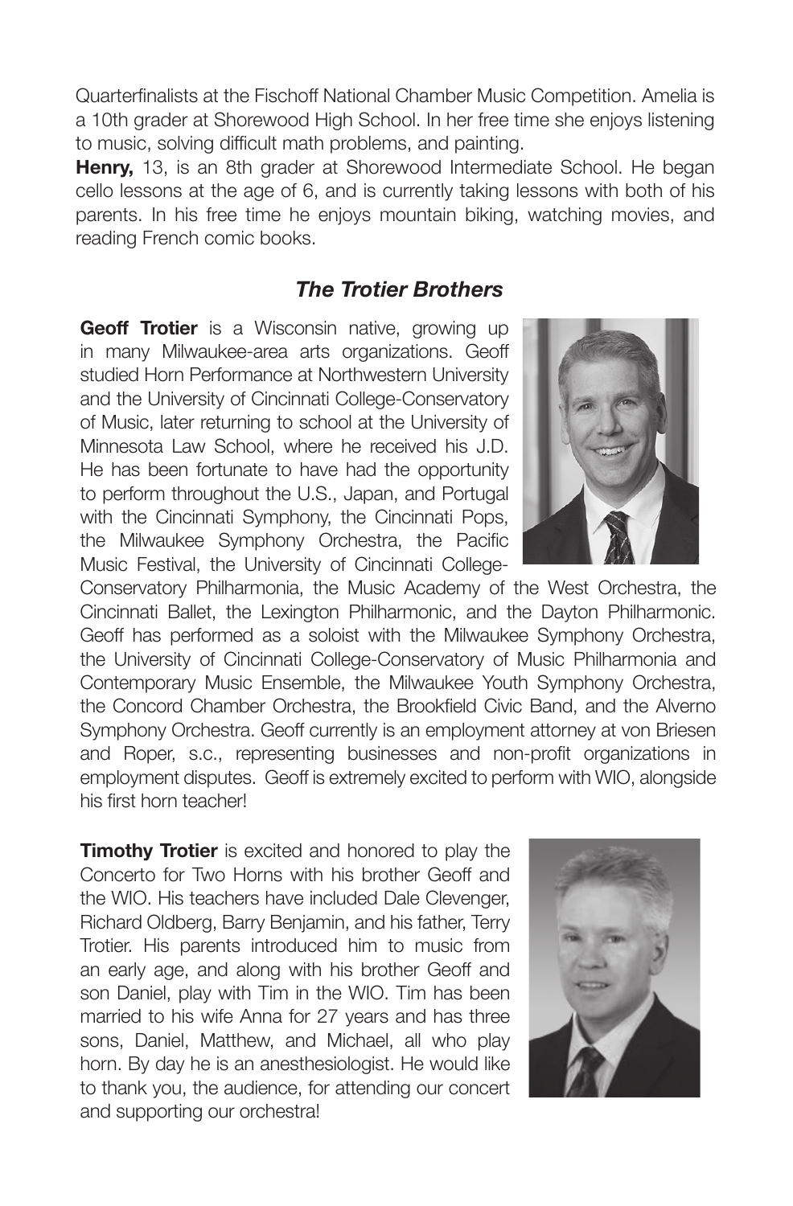Quarterfinalists at the Fischoff National Chamber Music Competition. Amelia is a 10th grader at Shorewood High School. In her free time she enjoys listening to music, solving difficult math problems, and painting.

**Henry,** 13, is an 8th grader at Shorewood Intermediate School. He began cello lessons at the age of 6, and is currently taking lessons with both of his parents. In his free time he enjoys mountain biking, watching movies, and reading French comic books.

## *The Trotier Brothers*

**Geoff Trotier** is a Wisconsin native, growing up in many Milwaukee-area arts organizations. Geoff studied Horn Performance at Northwestern University and the University of Cincinnati College-Conservatory of Music, later returning to school at the University of Minnesota Law School, where he received his J.D. He has been fortunate to have had the opportunity to perform throughout the U.S., Japan, and Portugal with the Cincinnati Symphony, the Cincinnati Pops, the Milwaukee Symphony Orchestra, the Pacific Music Festival, the University of Cincinnati College-Conservatory Philharmonia, the Music Academy of the West Orchestra, the Cincinnati Ballet, the Lexington Philharmonic, and the Dayton Philharmonic. Geoff has performed as a soloist with the Milwaukee Symphony Orchestra, the University of Cincinnati College-Conservatory of Music Philharmonia and Contemporary Music Ensemble, the Milwaukee Youth Symphony Orchestra, the Concord Chamber Orchestra, the Brookfield Civic Band, and the Alverno Symphony Orchestra. Geoff currently is an employment attorney at von Briesen and Roper, s.c., representing businesses and non-profit organizations in employment disputes. Geoff is extremely excited to perform with WIO, alongside his first horn teacher!

**Timothy Trotier** is excited and honored to play the Concerto for Two Horns with his brother Geoff and the WIO. His teachers have included Dale Clevenger, Richard Oldberg, Barry Benjamin, and his father, Terry Trotier. His parents introduced him to music from an early age, and along with his brother Geoff and son Daniel, play with Tim in the WIO. Tim has been married to his wife Anna for 27 years and has three sons, Daniel, Matthew, and Michael, all who play horn. By day he is an anesthesiologist. He would like to thank you, the audience, for attending our concert and supporting our orchestra!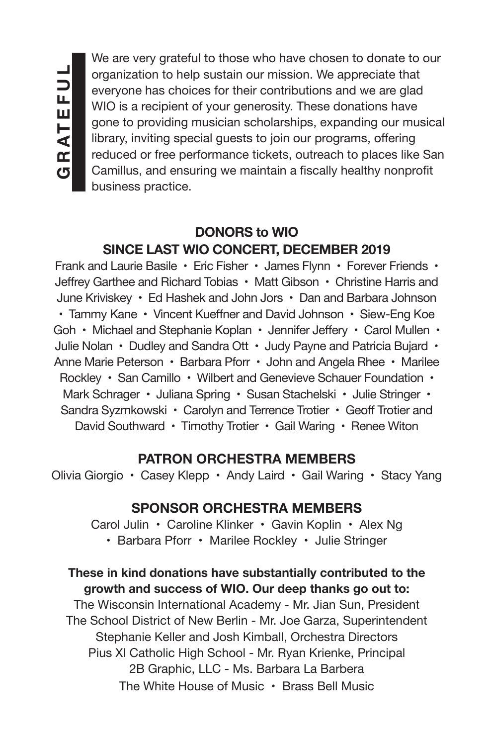# GRATEFUL

We are very grateful to those who have chosen to donate to our organization to help sustain our mission. We appreciate that everyone has choices for their contributions and we are glad WIO is a recipient of your generosity. These donations have gone to providing musician scholarships, expanding our musical library, inviting special guests to join our programs, offering reduced or free performance tickets, outreach to places like San Camillus, and ensuring we maintain a fiscally healthy nonprofit business practice.

## DONORS to WIO
## SINCE LAST WIO CONCERT, DECEMBER 2019

Frank and Laurie Basile • Eric Fisher • James Flynn • Forever Friends • Jeffrey Garthee and Richard Tobias • Matt Gibson • Christine Harris and June Kriviskey • Ed Hashek and John Jors • Dan and Barbara Johnson • Tammy Kane • Vincent Kueffner and David Johnson • Siew-Eng Koe Goh • Michael and Stephanie Koplan • Jennifer Jeffery • Carol Mullen • Julie Nolan • Dudley and Sandra Ott • Judy Payne and Patricia Bujard • Anne Marie Peterson • Barbara Pforr • John and Angela Rhee • Marilee Rockley • San Camillo • Wilbert and Genevieve Schauer Foundation • Mark Schrager • Juliana Spring • Susan Stachelski • Julie Stringer • Sandra Syzmkowski • Carolyn and Terrence Trotier • Geoff Trotier and David Southward • Timothy Trotier • Gail Waring • Renee Witon

## PATRON ORCHESTRA MEMBERS

Olivia Giorgio • Casey Klepp • Andy Laird • Gail Waring • Stacy Yang

## SPONSOR ORCHESTRA MEMBERS

Carol Julin • Caroline Klinker • Gavin Koplin • Alex Ng • Barbara Pforr • Marilee Rockley • Julie Stringer

**These in kind donations have substantially contributed to the growth and success of WIO. Our deep thanks go out to:**

The Wisconsin International Academy - Mr. Jian Sun, President
The School District of New Berlin - Mr. Joe Garza, Superintendent
Stephanie Keller and Josh Kimball, Orchestra Directors
Pius XI Catholic High School - Mr. Ryan Krienke, Principal
2B Graphic, LLC - Ms. Barbara La Barbera
The White House of Music • Brass Bell Music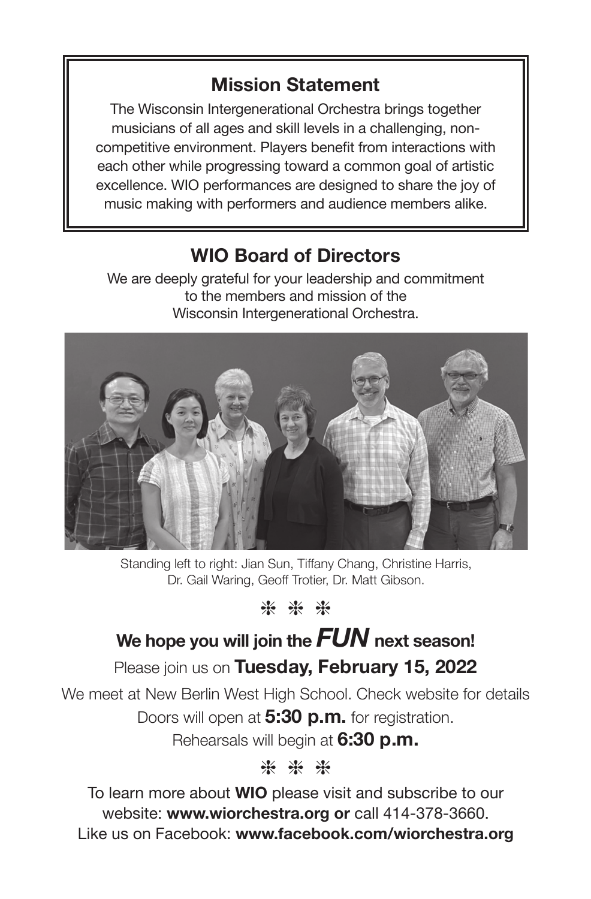## Mission Statement

The Wisconsin Intergenerational Orchestra brings together musicians of all ages and skill levels in a challenging, non-competitive environment. Players benefit from interactions with each other while progressing toward a common goal of artistic excellence. WIO performances are designed to share the joy of music making with performers and audience members alike.

## WIO Board of Directors

We are deeply grateful for your leadership and commitment to the members and mission of the Wisconsin Intergenerational Orchestra.

Standing left to right: Jian Sun, Tiffany Chang, Christine Harris, Dr. Gail Waring, Geoff Trotier, Dr. Matt Gibson.

❊ ❊ ❊

### We hope you will join the *FUN* next season!

Please join us on **Tuesday, February 15, 2022**

We meet at New Berlin West High School. Check website for details

Doors will open at **5:30 p.m.** for registration.

Rehearsals will begin at **6:30 p.m.**

❊ ❊ ❊

To learn more about **WIO** please visit and subscribe to our website: **www.wiorchestra.org or** call 414-378-3660.

Like us on Facebook: **www.facebook.com/wiorchestra.org**